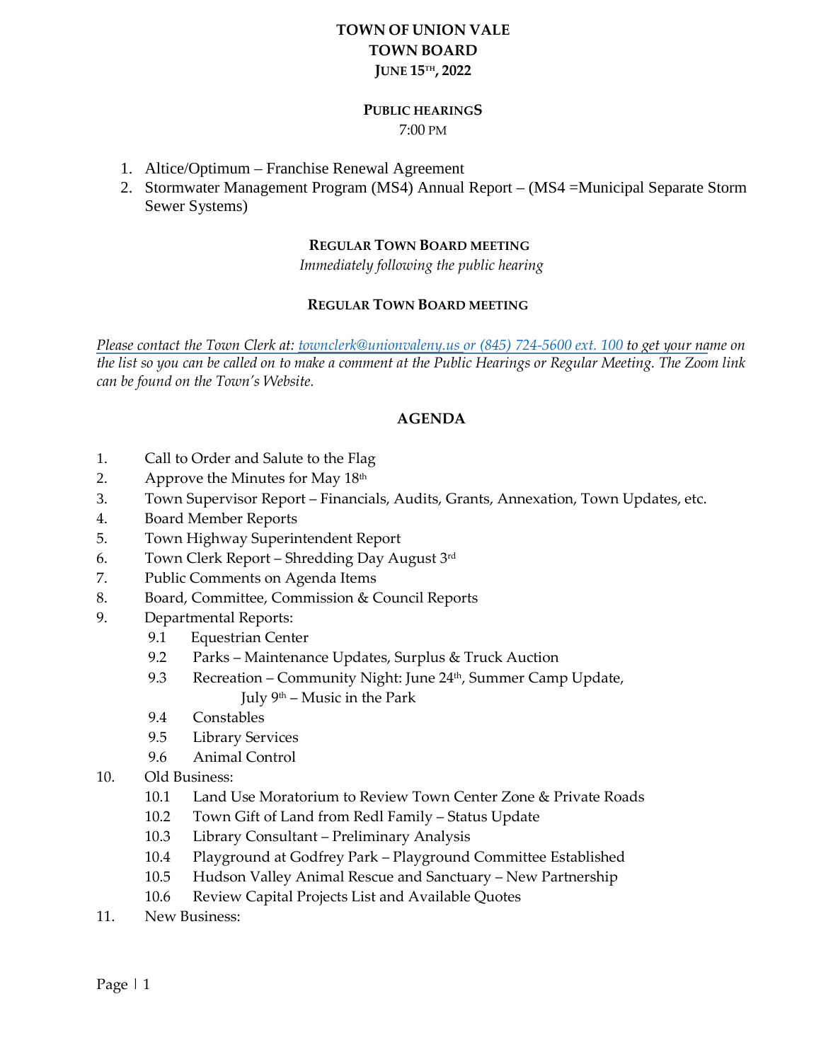# TOWN OF UNION VALE
# TOWN BOARD
## JUNE 15TH, 2022

### PUBLIC HEARINGS
7:00 PM

1. Altice/Optimum – Franchise Renewal Agreement
2. Stormwater Management Program (MS4) Annual Report – (MS4 =Municipal Separate Storm Sewer Systems)

### REGULAR TOWN BOARD MEETING
*Immediately following the public hearing*

### REGULAR TOWN BOARD MEETING

*Please contact the Town Clerk at: townclerk@unionvaleny.us or (845) 724-5600 ext. 100 to get your name on the list so you can be called on to make a comment at the Public Hearings or Regular Meeting. The Zoom link can be found on the Town's Website.*

## AGENDA

1. Call to Order and Salute to the Flag
2. Approve the Minutes for May 18th
3. Town Supervisor Report – Financials, Audits, Grants, Annexation, Town Updates, etc.
4. Board Member Reports
5. Town Highway Superintendent Report
6. Town Clerk Report – Shredding Day August 3rd
7. Public Comments on Agenda Items
8. Board, Committee, Commission & Council Reports
9. Departmental Reports:
   - 9.1 Equestrian Center
   - 9.2 Parks – Maintenance Updates, Surplus & Truck Auction
   - 9.3 Recreation – Community Night: June 24th, Summer Camp Update, July 9th – Music in the Park
   - 9.4 Constables
   - 9.5 Library Services
   - 9.6 Animal Control
10. Old Business:
    - 10.1 Land Use Moratorium to Review Town Center Zone & Private Roads
    - 10.2 Town Gift of Land from Redl Family – Status Update
    - 10.3 Library Consultant – Preliminary Analysis
    - 10.4 Playground at Godfrey Park – Playground Committee Established
    - 10.5 Hudson Valley Animal Rescue and Sanctuary – New Partnership
    - 10.6 Review Capital Projects List and Available Quotes
11. New Business: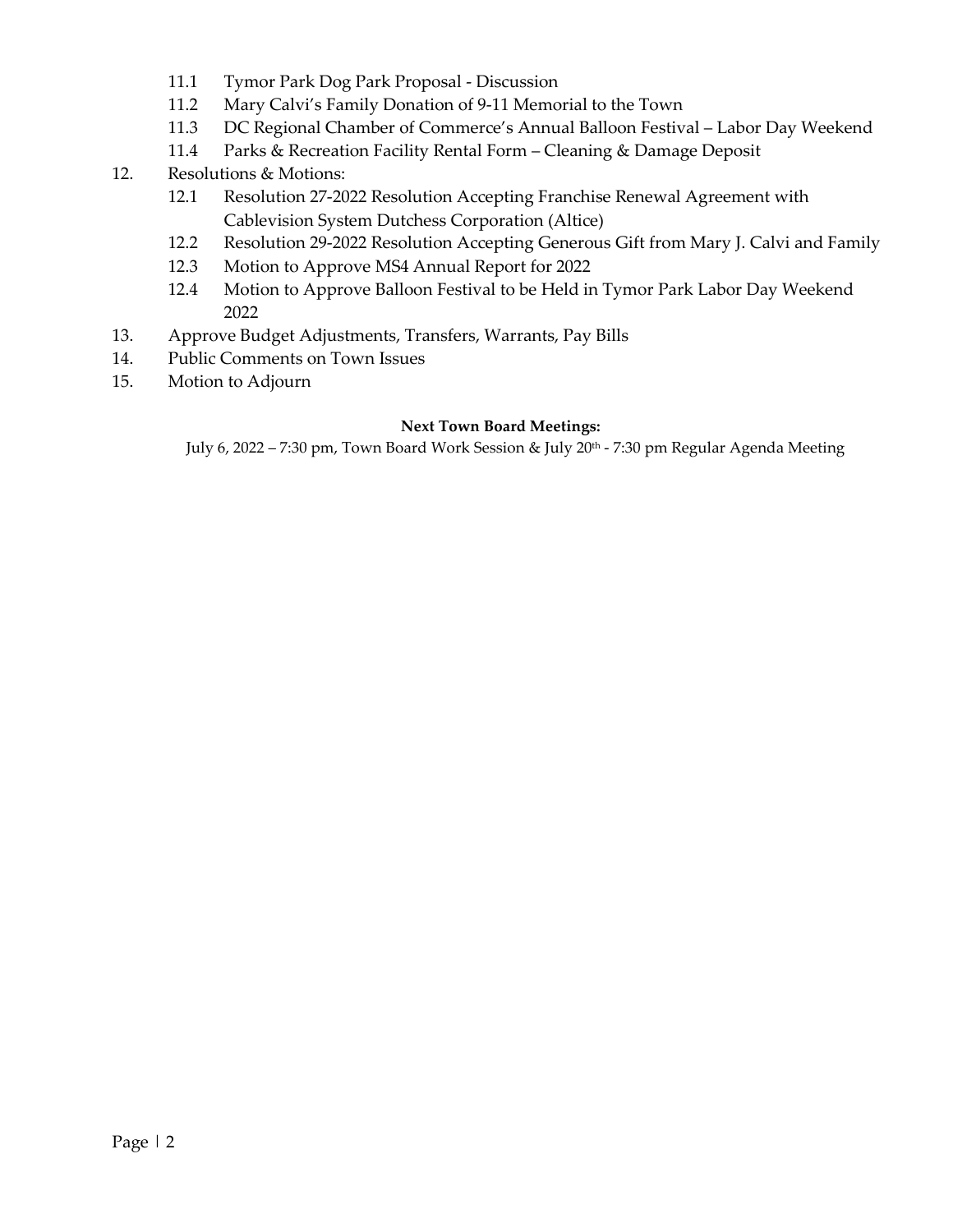11.1 Tymor Park Dog Park Proposal - Discussion
11.2 Mary Calvi's Family Donation of 9-11 Memorial to the Town
11.3 DC Regional Chamber of Commerce's Annual Balloon Festival – Labor Day Weekend
11.4 Parks & Recreation Facility Rental Form – Cleaning & Damage Deposit

12. Resolutions & Motions:
    12.1 Resolution 27-2022 Resolution Accepting Franchise Renewal Agreement with Cablevision System Dutchess Corporation (Altice)
    12.2 Resolution 29-2022 Resolution Accepting Generous Gift from Mary J. Calvi and Family
    12.3 Motion to Approve MS4 Annual Report for 2022
    12.4 Motion to Approve Balloon Festival to be Held in Tymor Park Labor Day Weekend 2022
13. Approve Budget Adjustments, Transfers, Warrants, Pay Bills
14. Public Comments on Town Issues
15. Motion to Adjourn

**Next Town Board Meetings:**

July 6, 2022 – 7:30 pm, Town Board Work Session & July 20th - 7:30 pm Regular Agenda Meeting